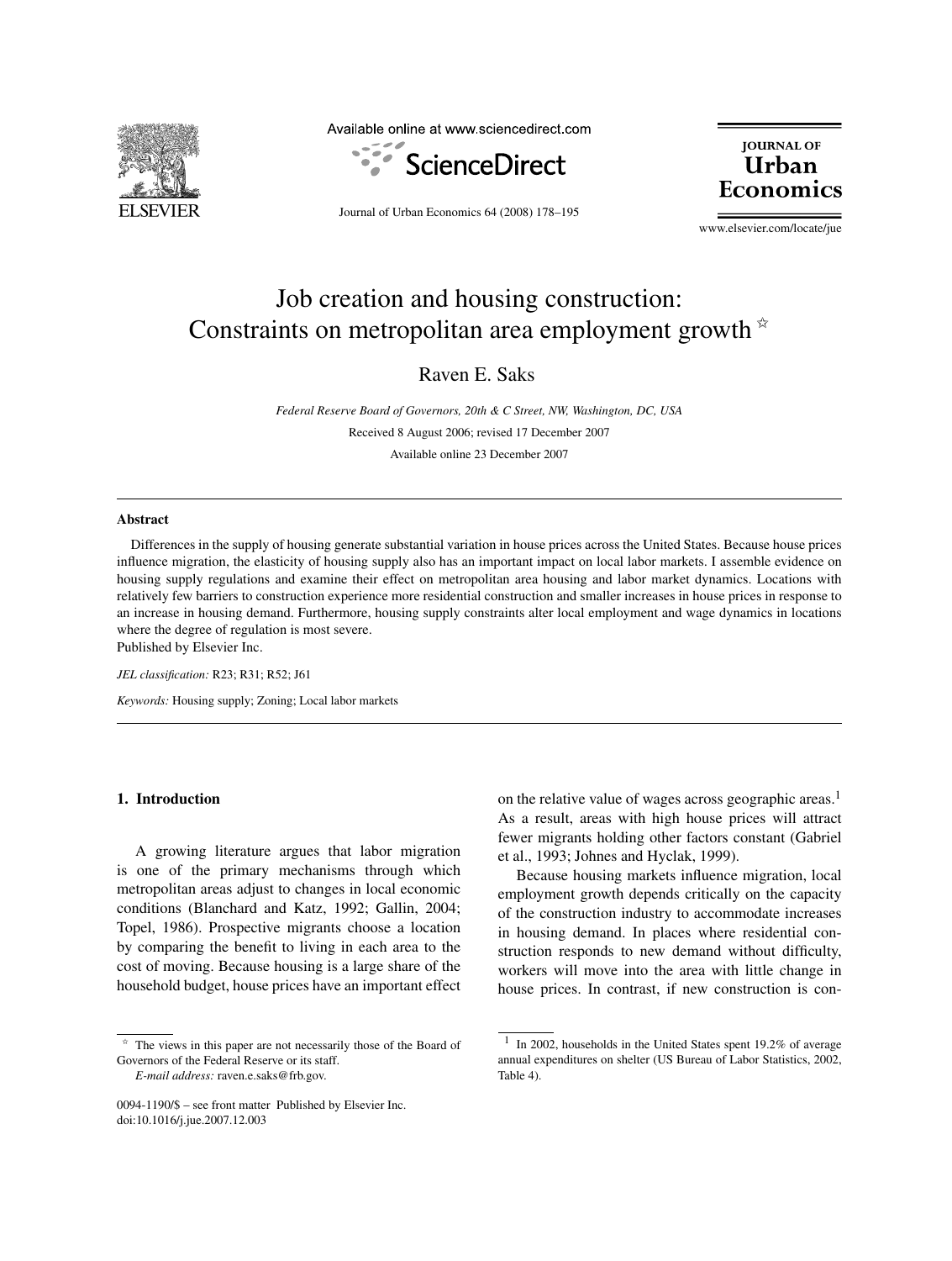# Job creation and housing construction: Constraints on metropolitan area employment growth ☆

Raven E. Saks

*Federal Reserve Board of Governors, 20th & C Street, NW, Washington, DC, USA*

Received 8 August 2006; revised 17 December 2007

Available online 23 December 2007

## Abstract

Differences in the supply of housing generate substantial variation in house prices across the United States. Because house prices influence migration, the elasticity of housing supply also has an important impact on local labor markets. I assemble evidence on housing supply regulations and examine their effect on metropolitan area housing and labor market dynamics. Locations with relatively few barriers to construction experience more residential construction and smaller increases in house prices in response to an increase in housing demand. Furthermore, housing supply constraints alter local employment and wage dynamics in locations where the degree of regulation is most severe.

Published by Elsevier Inc.

*JEL classification:* R23; R31; R52; J61

*Keywords:* Housing supply; Zoning; Local labor markets

## 1. Introduction

A growing literature argues that labor migration is one of the primary mechanisms through which metropolitan areas adjust to changes in local economic conditions (Blanchard and Katz, 1992; Gallin, 2004; Topel, 1986). Prospective migrants choose a location by comparing the benefit to living in each area to the cost of moving. Because housing is a large share of the household budget, house prices have an important effect on the relative value of wages across geographic areas.[1] As a result, areas with high house prices will attract fewer migrants holding other factors constant (Gabriel et al., 1993; Johnes and Hyclak, 1999).

Because housing markets influence migration, local employment growth depends critically on the capacity of the construction industry to accommodate increases in housing demand. In places where residential construction responds to new demand without difficulty, workers will move into the area with little change in house prices. In contrast, if new construction is con-

☆ The views in this paper are not necessarily those of the Board of Governors of the Federal Reserve or its staff.

*E-mail address:* raven.e.saks@frb.gov.

[1] In 2002, households in the United States spent 19.2% of average annual expenditures on shelter (US Bureau of Labor Statistics, 2002, Table 4).

0094-1190/$ – see front matter Published by Elsevier Inc.
doi:10.1016/j.jue.2007.12.003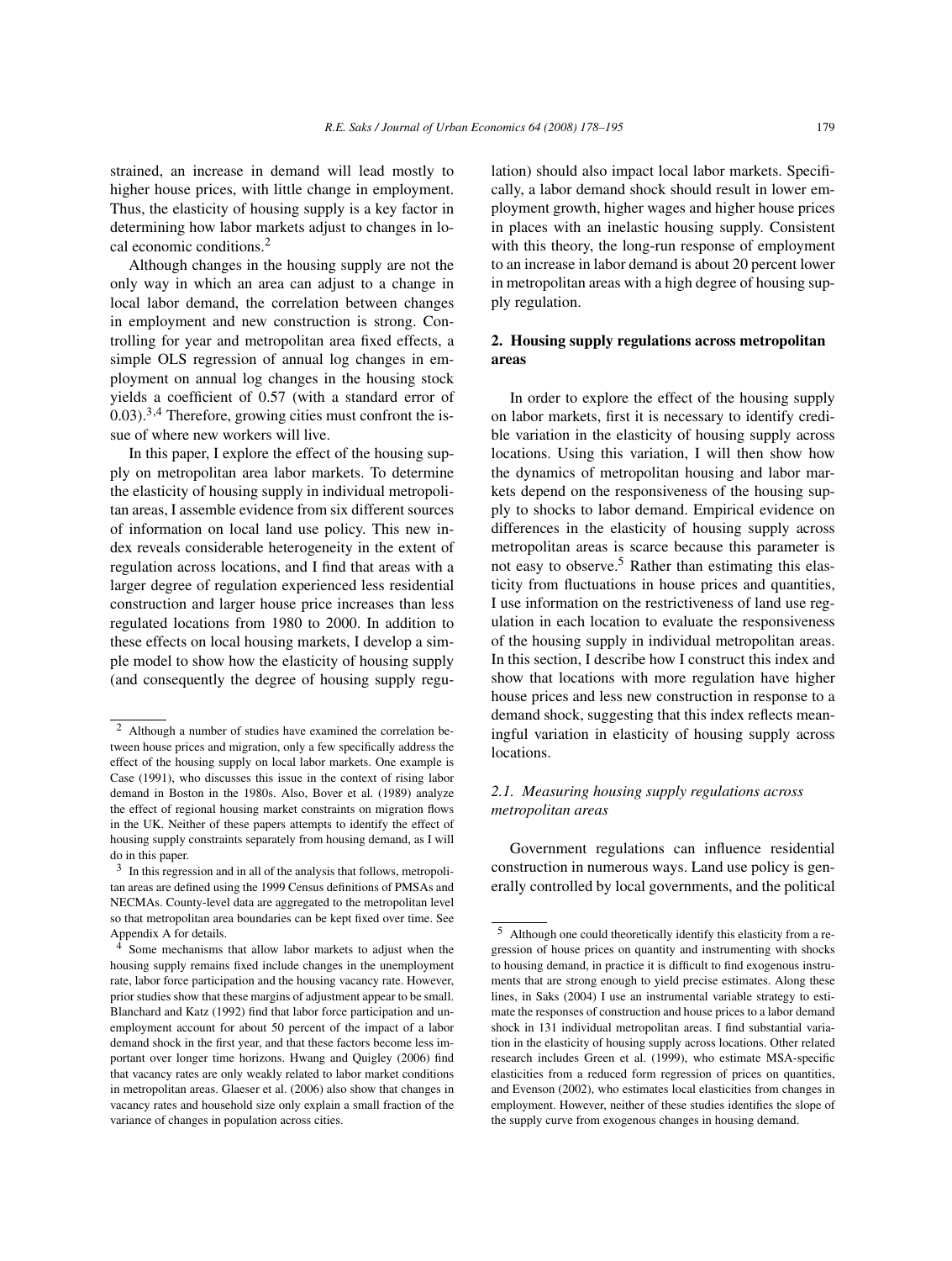strained, an increase in demand will lead mostly to higher house prices, with little change in employment. Thus, the elasticity of housing supply is a key factor in determining how labor markets adjust to changes in local economic conditions.[2]

Although changes in the housing supply are not the only way in which an area can adjust to a change in local labor demand, the correlation between changes in employment and new construction is strong. Controlling for year and metropolitan area fixed effects, a simple OLS regression of annual log changes in employment on annual log changes in the housing stock yields a coefficient of 0.57 (with a standard error of 0.03).[3,4] Therefore, growing cities must confront the issue of where new workers will live.

In this paper, I explore the effect of the housing supply on metropolitan area labor markets. To determine the elasticity of housing supply in individual metropolitan areas, I assemble evidence from six different sources of information on local land use policy. This new index reveals considerable heterogeneity in the extent of regulation across locations, and I find that areas with a larger degree of regulation experienced less residential construction and larger house price increases than less regulated locations from 1980 to 2000. In addition to these effects on local housing markets, I develop a simple model to show how the elasticity of housing supply (and consequently the degree of housing supply regulation) should also impact local labor markets. Specifically, a labor demand shock should result in lower employment growth, higher wages and higher house prices in places with an inelastic housing supply. Consistent with this theory, the long-run response of employment to an increase in labor demand is about 20 percent lower in metropolitan areas with a high degree of housing supply regulation.

## 2. Housing supply regulations across metropolitan areas

In order to explore the effect of the housing supply on labor markets, first it is necessary to identify credible variation in the elasticity of housing supply across locations. Using this variation, I will then show how the dynamics of metropolitan housing and labor markets depend on the responsiveness of the housing supply to shocks to labor demand. Empirical evidence on differences in the elasticity of housing supply across metropolitan areas is scarce because this parameter is not easy to observe.[5] Rather than estimating this elasticity from fluctuations in house prices and quantities, I use information on the restrictiveness of land use regulation in each location to evaluate the responsiveness of the housing supply in individual metropolitan areas. In this section, I describe how I construct this index and show that locations with more regulation have higher house prices and less new construction in response to a demand shock, suggesting that this index reflects meaningful variation in elasticity of housing supply across locations.

### *2.1. Measuring housing supply regulations across metropolitan areas*

Government regulations can influence residential construction in numerous ways. Land use policy is generally controlled by local governments, and the political

---

[2] Although a number of studies have examined the correlation between house prices and migration, only a few specifically address the effect of the housing supply on local labor markets. One example is Case (1991), who discusses this issue in the context of rising labor demand in Boston in the 1980s. Also, Bover et al. (1989) analyze the effect of regional housing market constraints on migration flows in the UK. Neither of these papers attempts to identify the effect of housing supply constraints separately from housing demand, as I will do in this paper.

[3] In this regression and in all of the analysis that follows, metropolitan areas are defined using the 1999 Census definitions of PMSAs and NECMAs. County-level data are aggregated to the metropolitan level so that metropolitan area boundaries can be kept fixed over time. See Appendix A for details.

[4] Some mechanisms that allow labor markets to adjust when the housing supply remains fixed include changes in the unemployment rate, labor force participation and the housing vacancy rate. However, prior studies show that these margins of adjustment appear to be small. Blanchard and Katz (1992) find that labor force participation and unemployment account for about 50 percent of the impact of a labor demand shock in the first year, and that these factors become less important over longer time horizons. Hwang and Quigley (2006) find that vacancy rates are only weakly related to labor market conditions in metropolitan areas. Glaeser et al. (2006) also show that changes in vacancy rates and household size only explain a small fraction of the variance of changes in population across cities.

[5] Although one could theoretically identify this elasticity from a regression of house prices on quantity and instrumenting with shocks to housing demand, in practice it is difficult to find exogenous instruments that are strong enough to yield precise estimates. Along these lines, in Saks (2004) I use an instrumental variable strategy to estimate the responses of construction and house prices to a labor demand shock in 131 individual metropolitan areas. I find substantial variation in the elasticity of housing supply across locations. Other related research includes Green et al. (1999), who estimate MSA-specific elasticities from a reduced form regression of prices on quantities, and Evenson (2002), who estimates local elasticities from changes in employment. However, neither of these studies identifies the slope of the supply curve from exogenous changes in housing demand.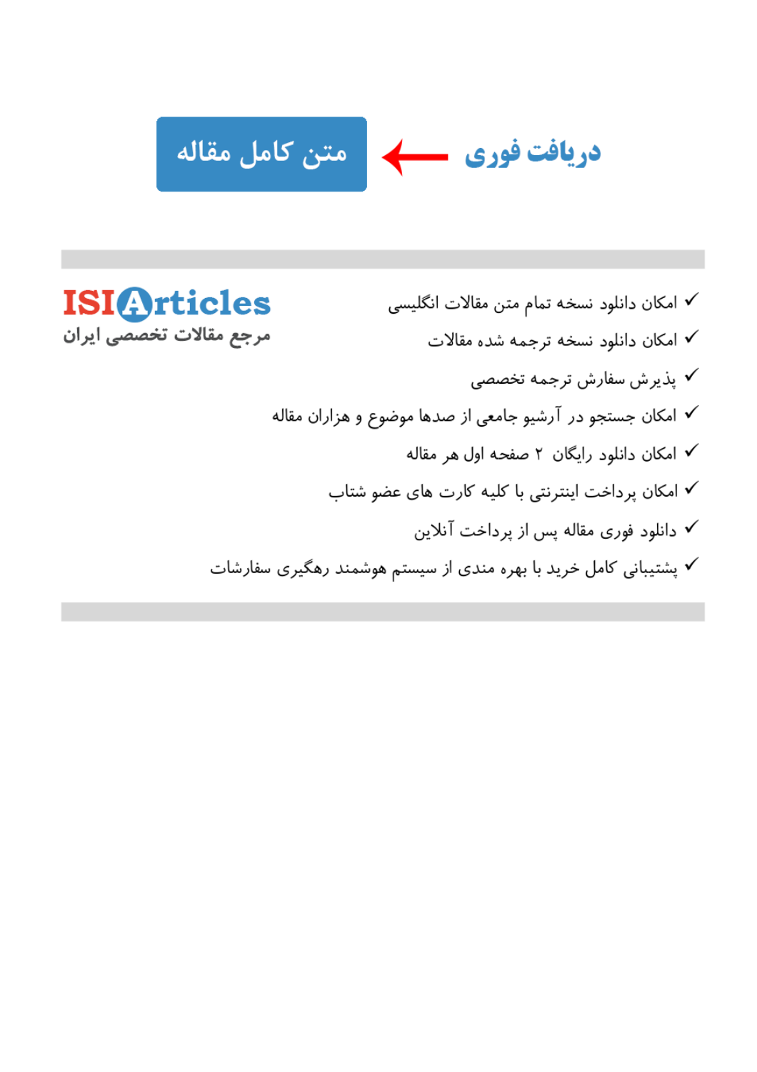دریافت فوری ← **متن کامل مقاله**

**ISIArticles**
مرجع مقالات تخصصی ایران

- ✓ امکان دانلود نسخه تمام متن مقالات انگلیسی
- ✓ امکان دانلود نسخه ترجمه شده مقالات
- ✓ پذیرش سفارش ترجمه تخصصی
- ✓ امکان جستجو در آرشیو جامعی از صدها موضوع و هزاران مقاله
- ✓ امکان دانلود رایگان ۲ صفحه اول هر مقاله
- ✓ امکان پرداخت اینترنتی با کلیه کارت های عضو شتاب
- ✓ دانلود فوری مقاله پس از پرداخت آنلاین
- ✓ پشتیبانی کامل خرید با بهره مندی از سیستم هوشمند رهگیری سفارشات